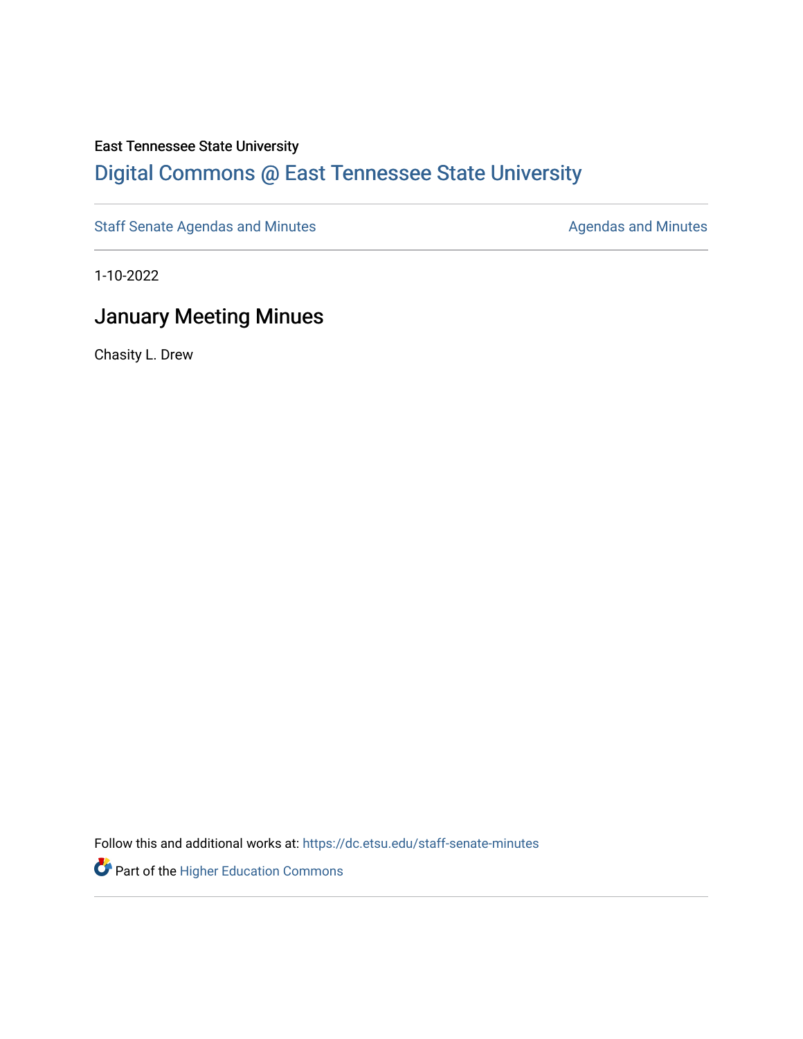East Tennessee State University

# Digital Commons @ East Tennessee State University

Staff Senate Agendas and Minutes

Agendas and Minutes

1-10-2022

## January Meeting Minues

Chasity L. Drew

Follow this and additional works at: https://dc.etsu.edu/staff-senate-minutes

Part of the Higher Education Commons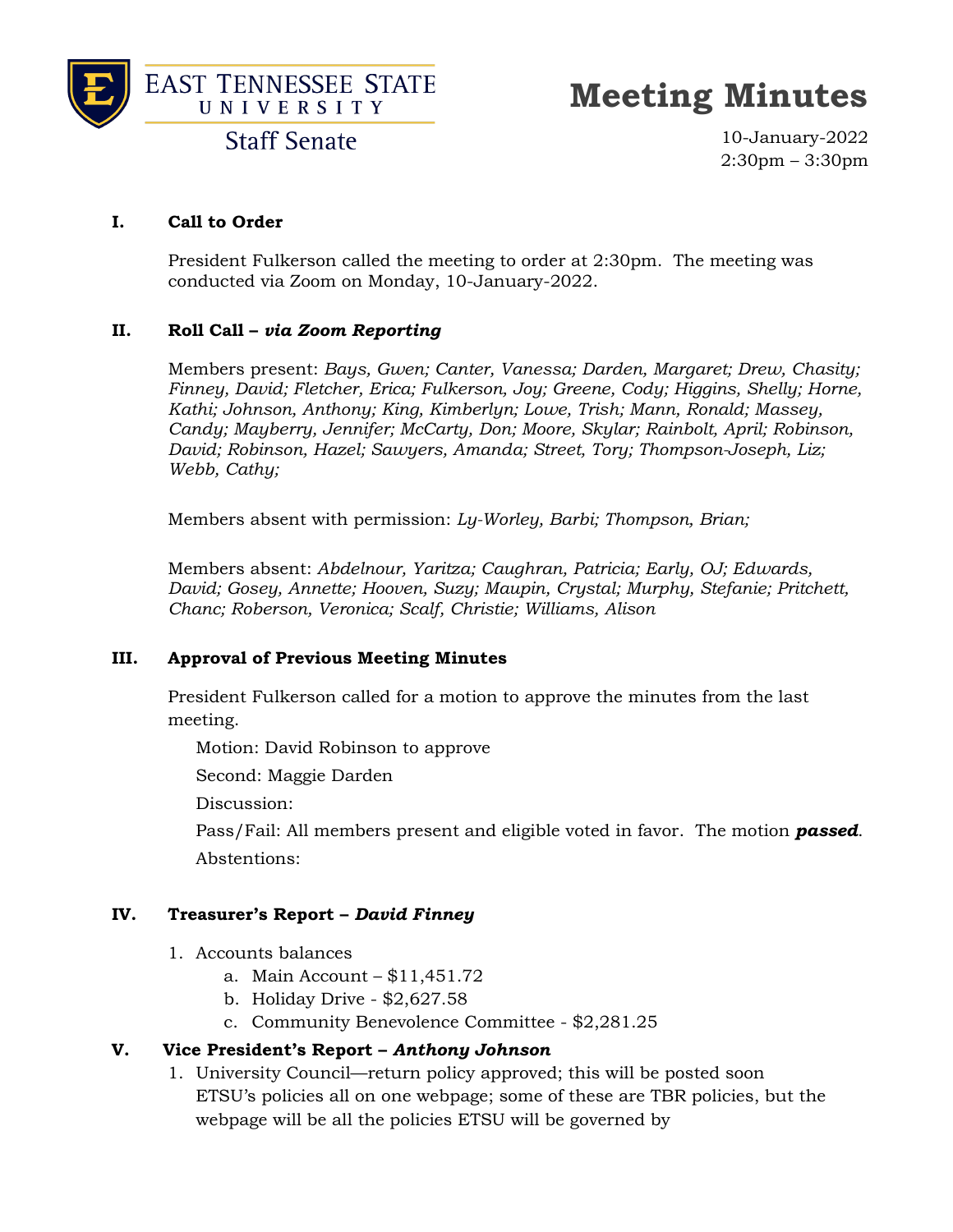East Tennessee State University

Staff Senate

# Meeting Minutes

10-January-2022
2:30pm – 3:30pm

## I. Call to Order

President Fulkerson called the meeting to order at 2:30pm. The meeting was conducted via Zoom on Monday, 10-January-2022.

## II. Roll Call – *via Zoom Reporting*

Members present: *Bays, Gwen; Canter, Vanessa; Darden, Margaret; Drew, Chasity; Finney, David; Fletcher, Erica; Fulkerson, Joy; Greene, Cody; Higgins, Shelly; Horne, Kathi; Johnson, Anthony; King, Kimberlyn; Lowe, Trish; Mann, Ronald; Massey, Candy; Mayberry, Jennifer; McCarty, Don; Moore, Skylar; Rainbolt, April; Robinson, David; Robinson, Hazel; Sawyers, Amanda; Street, Tory; Thompson-Joseph, Liz; Webb, Cathy;*

Members absent with permission: *Ly-Worley, Barbi; Thompson, Brian;*

Members absent: *Abdelnour, Yaritza; Caughran, Patricia; Early, OJ; Edwards, David; Gosey, Annette; Hooven, Suzy; Maupin, Crystal; Murphy, Stefanie; Pritchett, Chanc; Roberson, Veronica; Scalf, Christie; Williams, Alison*

## III. Approval of Previous Meeting Minutes

President Fulkerson called for a motion to approve the minutes from the last meeting.

Motion: David Robinson to approve

Second: Maggie Darden

Discussion:

Pass/Fail: All members present and eligible voted in favor. The motion ***passed***.

Abstentions:

## IV. Treasurer's Report – *David Finney*

1. Accounts balances
   a. Main Account – $11,451.72
   b. Holiday Drive - $2,627.58
   c. Community Benevolence Committee - $2,281.25

## V. Vice President's Report – *Anthony Johnson*

1. University Council—return policy approved; this will be posted soon
   ETSU's policies all on one webpage; some of these are TBR policies, but the webpage will be all the policies ETSU will be governed by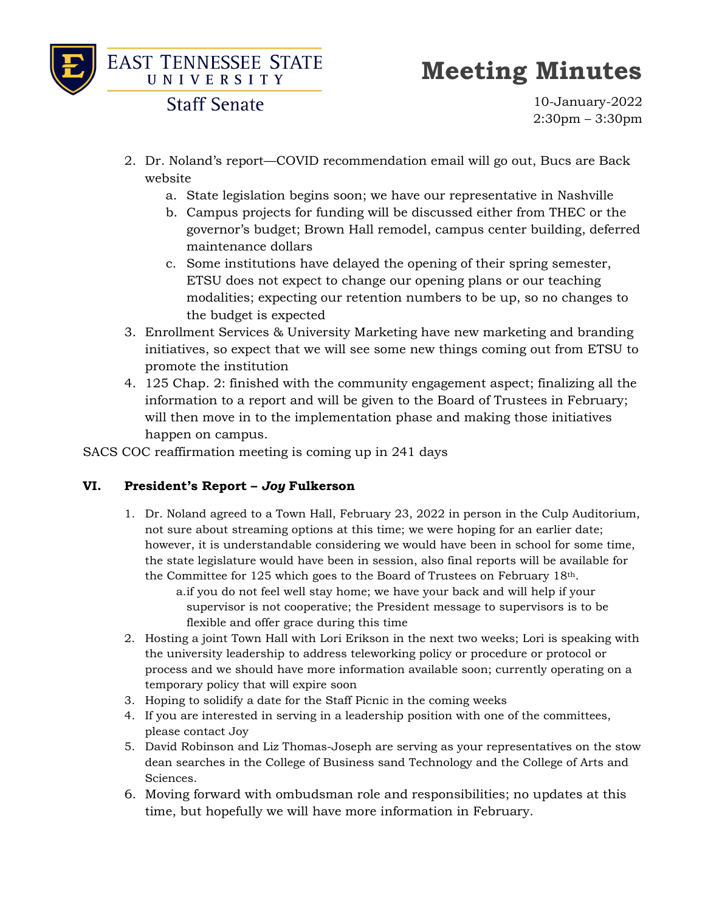2. Dr. Noland's report—COVID recommendation email will go out, Bucs are Back website
    a. State legislation begins soon; we have our representative in Nashville
    b. Campus projects for funding will be discussed either from THEC or the governor's budget; Brown Hall remodel, campus center building, deferred maintenance dollars
    c. Some institutions have delayed the opening of their spring semester, ETSU does not expect to change our opening plans or our teaching modalities; expecting our retention numbers to be up, so no changes to the budget is expected
3. Enrollment Services & University Marketing have new marketing and branding initiatives, so expect that we will see some new things coming out from ETSU to promote the institution
4. 125 Chap. 2: finished with the community engagement aspect; finalizing all the information to a report and will be given to the Board of Trustees in February; will then move in to the implementation phase and making those initiatives happen on campus.

SACS COC reaffirmation meeting is coming up in 241 days

### VI. President's Report – *Joy* Fulkerson

1. Dr. Noland agreed to a Town Hall, February 23, 2022 in person in the Culp Auditorium, not sure about streaming options at this time; we were hoping for an earlier date; however, it is understandable considering we would have been in school for some time, the state legislature would have been in session, also final reports will be available for the Committee for 125 which goes to the Board of Trustees on February 18th.
    a. if you do not feel well stay home; we have your back and will help if your supervisor is not cooperative; the President message to supervisors is to be flexible and offer grace during this time
2. Hosting a joint Town Hall with Lori Erikson in the next two weeks; Lori is speaking with the university leadership to address teleworking policy or procedure or protocol or process and we should have more information available soon; currently operating on a temporary policy that will expire soon
3. Hoping to solidify a date for the Staff Picnic in the coming weeks
4. If you are interested in serving in a leadership position with one of the committees, please contact Joy
5. David Robinson and Liz Thomas-Joseph are serving as your representatives on the stow dean searches in the College of Business sand Technology and the College of Arts and Sciences.
6. Moving forward with ombudsman role and responsibilities; no updates at this time, but hopefully we will have more information in February.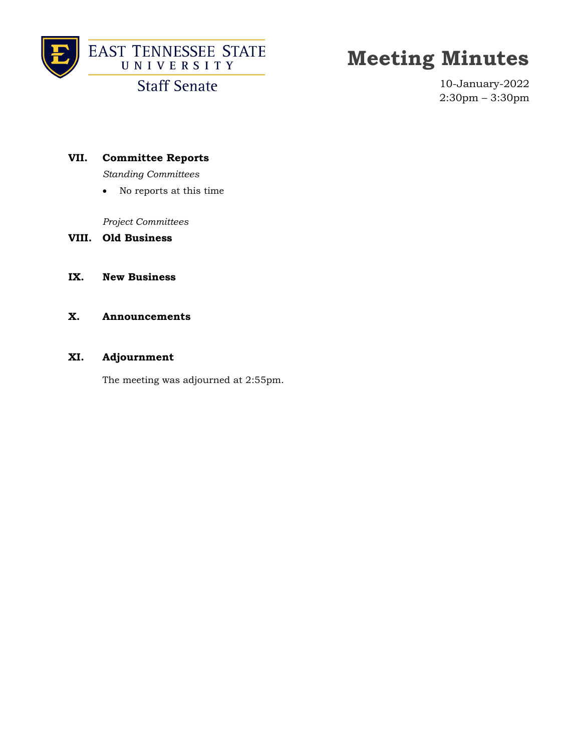East Tennessee State University
Staff Senate

# Meeting Minutes

10-January-2022
2:30pm – 3:30pm

## VII. Committee Reports

*Standing Committees*

- No reports at this time

*Project Committees*

## VIII. Old Business

## IX. New Business

## X. Announcements

## XI. Adjournment

The meeting was adjourned at 2:55pm.